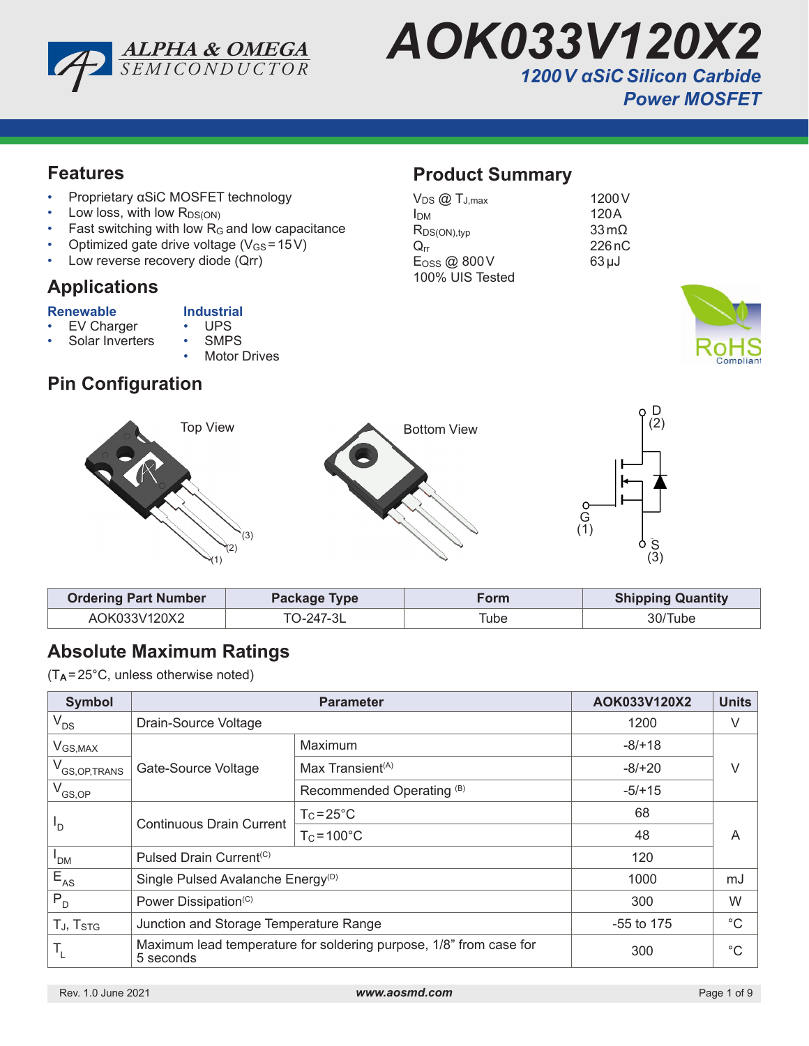# AOK033V120X2

## 1200 V αSiC Silicon Carbide Power MOSFET

## Features

- Proprietary αSiC MOSFET technology
- Low loss, with low $R_{DS(ON)}$
- Fast switching with low $R_G$ and low capacitance
- Optimized gate drive voltage ($V_{GS}$ = 15 V)
- Low reverse recovery diode (Qrr)

## Product Summary

| | |
|---|---|
| $V_{DS}$ @ $T_{J,max}$ | 1200 V |
| $I_{DM}$ | 120 A |
| $R_{DS(ON),typ}$ | 33 mΩ |
| $Q_{rr}$ | 226 nC |
| $E_{OSS}$ @ 800 V | 63 µJ |
| 100% UIS Tested | |

## Applications

**Renewable**

- EV Charger
- Solar Inverters

**Industrial**

- UPS
- SMPS
- Motor Drives

## Pin Configuration

Top View

Bottom View

D (2), G (1), S (3)

| Ordering Part Number | Package Type | Form | Shipping Quantity |
|---|---|---|---|
| AOK033V120X2 | TO-247-3L | Tube | 30/Tube |

## Absolute Maximum Ratings

($T_A$ = 25°C, unless otherwise noted)

| Symbol | Parameter | | AOK033V120X2 | Units |
|---|---|---|---|---|
| $V_{DS}$ | Drain-Source Voltage | | 1200 | V |
| $V_{GS,MAX}$ | Gate-Source Voltage | Maximum | -8/+18 | V |
| $V_{GS,OP,TRANS}$ | | Max Transient(A) | -8/+20 | |
| $V_{GS,OP}$ | | Recommended Operating (B) | -5/+15 | |
| $I_D$ | Continuous Drain Current | $T_C$ = 25°C | 68 | A |
| | | $T_C$ = 100°C | 48 | |
| $I_{DM}$ | Pulsed Drain Current(C) | | 120 | |
| $E_{AS}$ | Single Pulsed Avalanche Energy(D) | | 1000 | mJ |
| $P_D$ | Power Dissipation(C) | | 300 | W |
| $T_J$, $T_{STG}$ | Junction and Storage Temperature Range | | -55 to 175 | °C |
| $T_L$ | Maximum lead temperature for soldering purpose, 1/8" from case for 5 seconds | | 300 | °C |

Rev. 1.0 June 2021 www.aosmd.com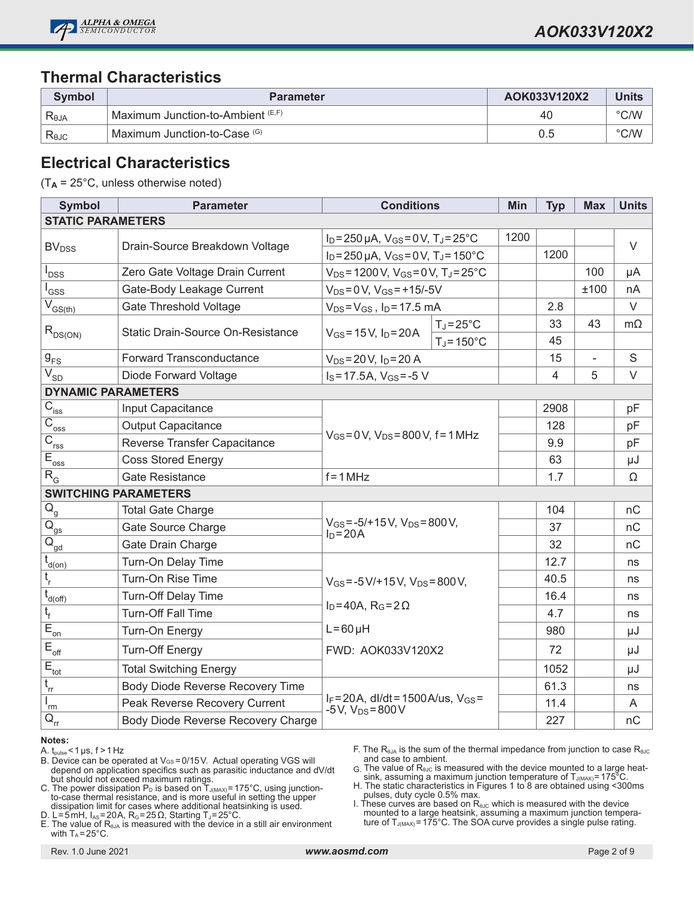## Thermal Characteristics

| Symbol | Parameter | AOK033V120X2 | Units |
|---|---|---|---|
| $R_{\theta JA}$ | Maximum Junction-to-Ambient [E,F] | 40 | °C/W |
| $R_{\theta JC}$ | Maximum Junction-to-Case [G] | 0.5 | °C/W |

## Electrical Characteristics

($T_A$ = 25°C, unless otherwise noted)

| Symbol | Parameter | Conditions | | Min | Typ | Max | Units |
|---|---|---|---|---|---|---|---|
| **STATIC PARAMETERS** | | | | | | | |
| $BV_{DSS}$ | Drain-Source Breakdown Voltage | $I_D$=250µA, $V_{GS}$=0V, $T_J$=25°C | | 1200 | | | V |
| | | $I_D$=250µA, $V_{GS}$=0V, $T_J$=150°C | | | 1200 | | |
| $I_{DSS}$ | Zero Gate Voltage Drain Current | $V_{DS}$=1200V, $V_{GS}$=0V, $T_J$=25°C | | | | 100 | µA |
| $I_{GSS}$ | Gate-Body Leakage Current | $V_{DS}$=0V, $V_{GS}$=+15/-5V | | | | ±100 | nA |
| $V_{GS(th)}$ | Gate Threshold Voltage | $V_{DS}$=$V_{GS}$, $I_D$=17.5mA | | | 2.8 | | V |
| $R_{DS(ON)}$ | Static Drain-Source On-Resistance | $V_{GS}$=15V, $I_D$=20A | $T_J$=25°C | | 33 | 43 | mΩ |
| | | | $T_J$=150°C | | 45 | | |
| $g_{FS}$ | Forward Transconductance | $V_{DS}$=20V, $I_D$=20A | | | 15 | - | S |
| $V_{SD}$ | Diode Forward Voltage | $I_S$=17.5A, $V_{GS}$=-5V | | | 4 | 5 | V |
| **DYNAMIC PARAMETERS** | | | | | | | |
| $C_{iss}$ | Input Capacitance | $V_{GS}$=0V, $V_{DS}$=800V, f=1MHz | | | 2908 | | pF |
| $C_{oss}$ | Output Capacitance | | | | 128 | | pF |
| $C_{rss}$ | Reverse Transfer Capacitance | | | | 9.9 | | pF |
| $E_{oss}$ | Coss Stored Energy | | | | 63 | | µJ |
| $R_G$ | Gate Resistance | f=1MHz | | | 1.7 | | Ω |
| **SWITCHING PARAMETERS** | | | | | | | |
| $Q_g$ | Total Gate Charge | $V_{GS}$=-5/+15V, $V_{DS}$=800V, $I_D$=20A | | | 104 | | nC |
| $Q_{gs}$ | Gate Source Charge | | | | 37 | | nC |
| $Q_{gd}$ | Gate Drain Charge | | | | 32 | | nC |
| $t_{d(on)}$ | Turn-On Delay Time | $V_{GS}$=-5V/+15V, $V_{DS}$=800V, $I_D$=40A, $R_G$=2Ω, L=60µH, FWD: AOK033V120X2 | | | 12.7 | | ns |
| $t_r$ | Turn-On Rise Time | | | | 40.5 | | ns |
| $t_{d(off)}$ | Turn-Off Delay Time | | | | 16.4 | | ns |
| $t_f$ | Turn-Off Fall Time | | | | 4.7 | | ns |
| $E_{on}$ | Turn-On Energy | | | | 980 | | µJ |
| $E_{off}$ | Turn-Off Energy | | | | 72 | | µJ |
| $E_{tot}$ | Total Switching Energy | | | | 1052 | | µJ |
| $t_{rr}$ | Body Diode Reverse Recovery Time | $I_F$=20A, dI/dt=1500A/us, $V_{GS}$=-5V, $V_{DS}$=800V | | | 61.3 | | ns |
| $I_{rm}$ | Peak Reverse Recovery Current | | | | 11.4 | | A |
| $Q_{rr}$ | Body Diode Reverse Recovery Charge | | | | 227 | | nC |

**Notes:**

A. $t_{pulse}$ < 1 µs, f > 1 Hz

B. Device can be operated at $V_{GS}$=0/15V. Actual operating VGS will depend on application specifics such as parasitic inductance and dV/dt but should not exceed maximum ratings.

C. The power dissipation $P_D$ is based on $T_{J(MAX)}$=175°C, using junction-to-case thermal resistance, and is more useful in setting the upper dissipation limit for cases where additional heatsinking is used.

D. L=5mH, $I_{AS}$=20A, $R_G$=25Ω, Starting $T_J$=25°C.

E. The value of $R_{\theta JA}$ is measured with the device in a still air environment with $T_A$=25°C.

F. The $R_{\theta JA}$ is the sum of the thermal impedance from junction to case $R_{\theta JC}$ and case to ambient.

G. The value of $R_{\theta JC}$ is measured with the device mounted to a large heat-sink, assuming a maximum junction temperature of $T_{J(MAX)}$=175°C.

H. The static characteristics in Figures 1 to 8 are obtained using <300ms pulses, duty cycle 0.5% max.

I. These curves are based on $R_{\theta JC}$ which is measured with the device mounted to a large heatsink, assuming a maximum junction temperature of $T_{J(MAX)}$=175°C. The SOA curve provides a single pulse rating.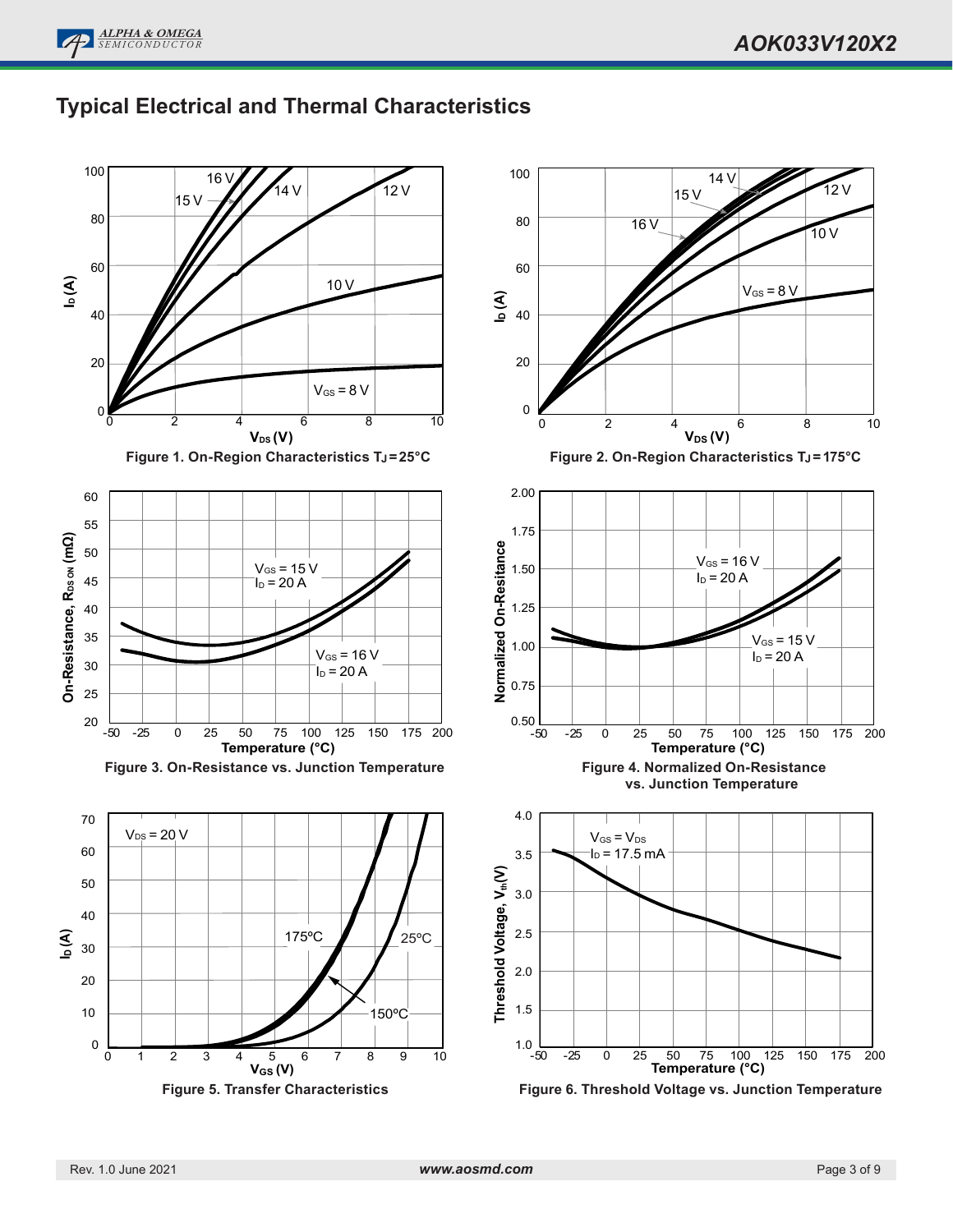## Typical Electrical and Thermal Characteristics

Figure 1. On-Region Characteristics $T_J = 25°C$

Figure 2. On-Region Characteristics $T_J = 175°C$

Figure 3. On-Resistance vs. Junction Temperature

Figure 4. Normalized On-Resistance vs. Junction Temperature

Figure 5. Transfer Characteristics

Figure 6. Threshold Voltage vs. Junction Temperature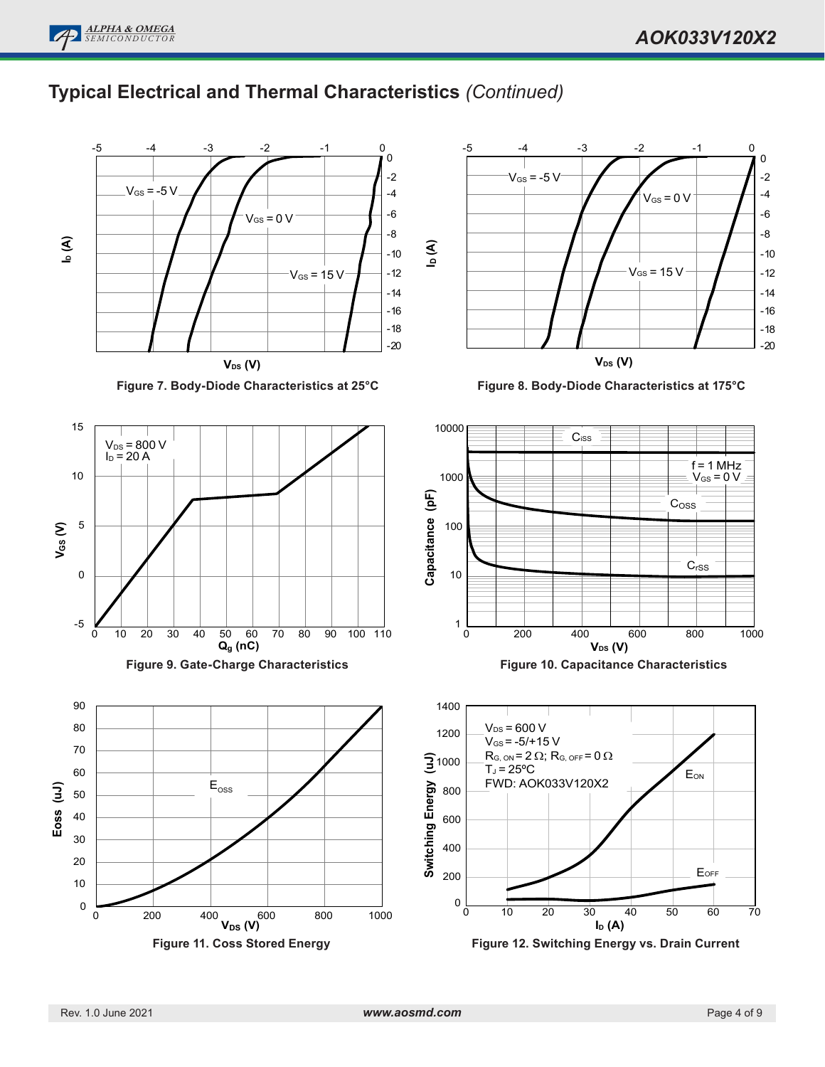## Typical Electrical and Thermal Characteristics *(Continued)*

$V_{GS}$ = -5 V

$V_{GS}$ = 0 V

$V_{GS}$ = 15 V

$I_D$ (A)

$V_{DS}$ (V)

**Figure 7. Body-Diode Characteristics at 25°C**

$V_{GS}$ = -5 V

$V_{GS}$ = 0 V

$V_{GS}$ = 15 V

$I_D$ (A)

$V_{DS}$ (V)

**Figure 8. Body-Diode Characteristics at 175°C**

$V_{DS}$ = 800 V
$I_D$ = 20 A

$V_{GS}$ (V)

$Q_g$ (nC)

**Figure 9. Gate-Charge Characteristics**

$C_{iss}$

f = 1 MHz
$V_{GS}$ = 0 V

$C_{OSS}$

$C_{rSS}$

Capacitance (pF)

$V_{DS}$ (V)

**Figure 10. Capacitance Characteristics**

$E_{OSS}$

Eoss (uJ)

$V_{DS}$ (V)

**Figure 11. Coss Stored Energy**

$V_{DS}$ = 600 V
$V_{GS}$ = -5/+15 V
$R_{G,ON}$ = 2 Ω; $R_{G,OFF}$ = 0 Ω
$T_J$ = 25ºC
FWD: AOK033V120X2

$E_{ON}$

$E_{OFF}$

Switching Energy (uJ)

$I_D$ (A)

**Figure 12. Switching Energy vs. Drain Current**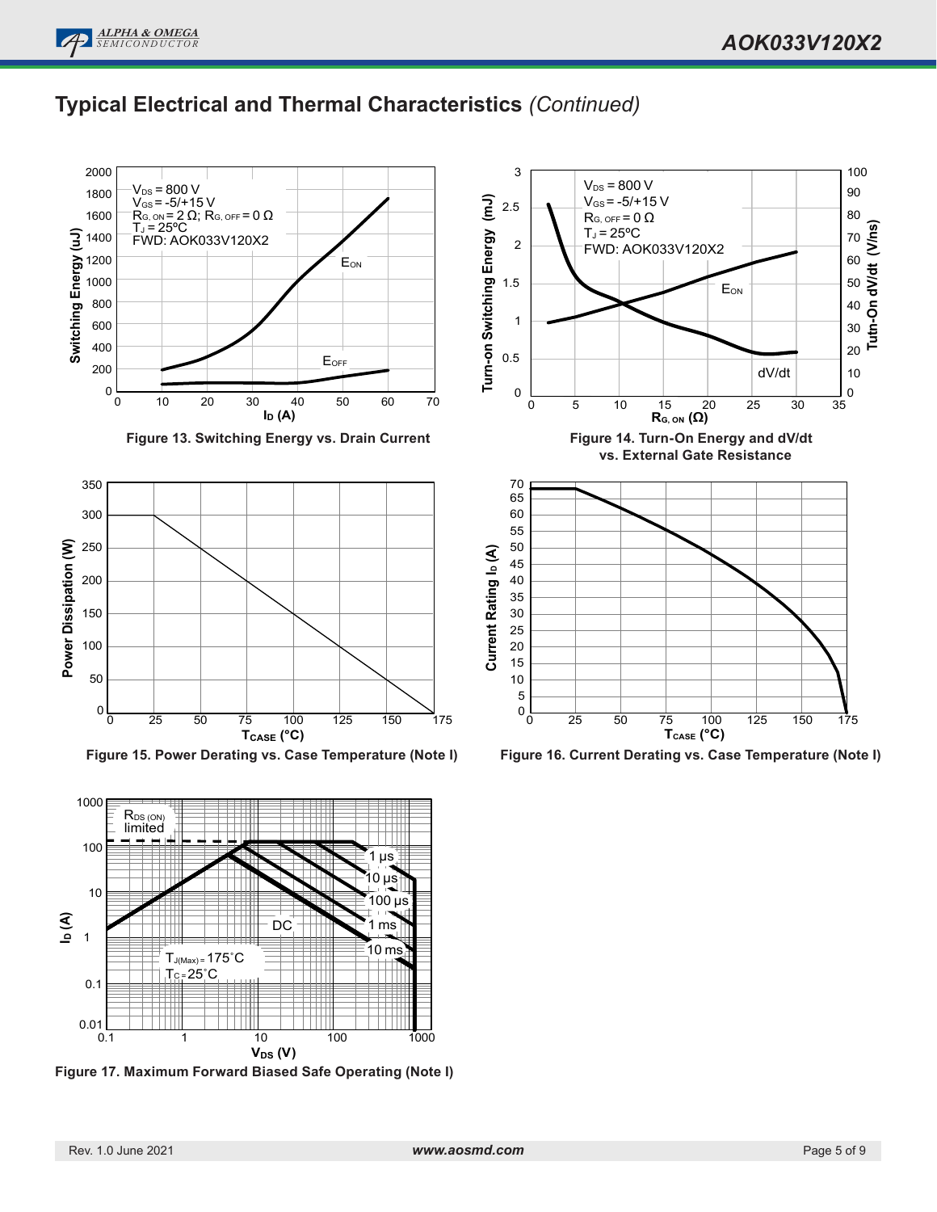## Typical Electrical and Thermal Characteristics *(Continued)*

Figure 13. Switching Energy vs. Drain Current

Figure 14. Turn-On Energy and dV/dt vs. External Gate Resistance

Figure 15. Power Derating vs. Case Temperature (Note I)

Figure 16. Current Derating vs. Case Temperature (Note I)

Figure 17. Maximum Forward Biased Safe Operating (Note I)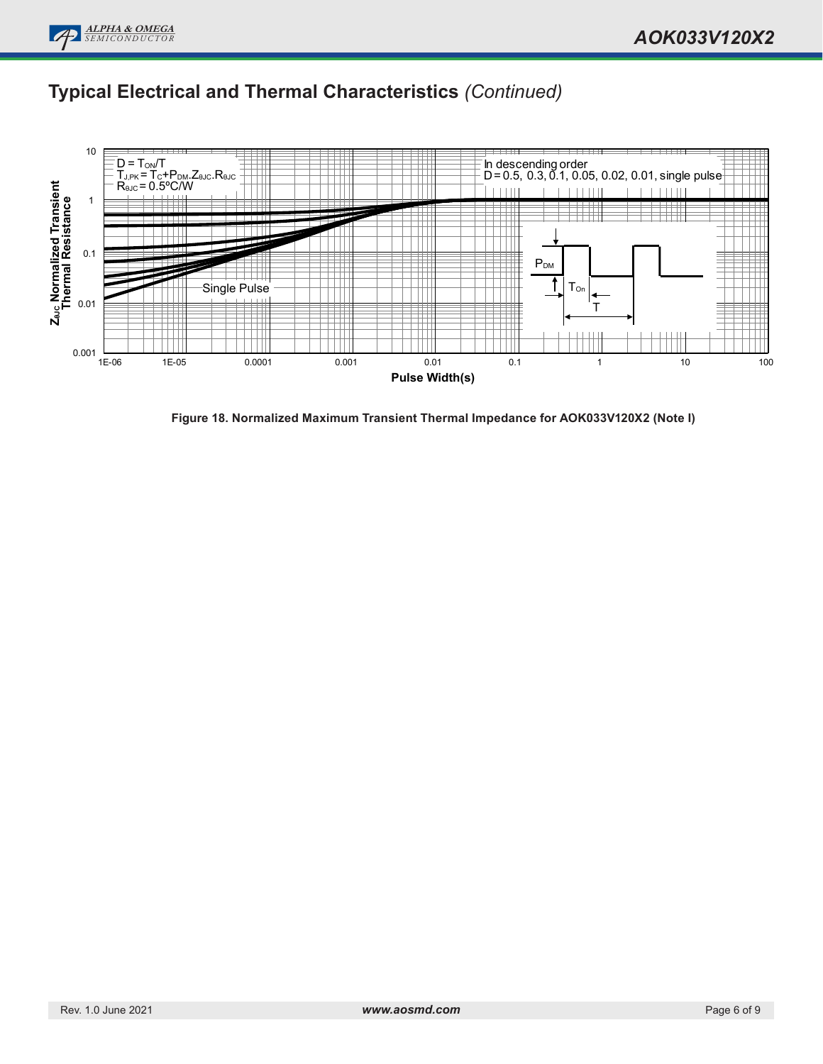## Typical Electrical and Thermal Characteristics *(Continued)*

$D = T_{ON}/T$
$T_{J,PK} = T_C + P_{DM} \cdot Z_{\theta JC} \cdot R_{\theta JC}$
$R_{\theta JC} = 0.5°C/W$

In descending order
D = 0.5, 0.3, 0.1, 0.05, 0.02, 0.01, single pulse

Single Pulse

$P_{DM}$

$T_{On}$

T

$Z_{\theta JC}$ Normalized Transient Thermal Resistance

Pulse Width(s)

**Figure 18. Normalized Maximum Transient Thermal Impedance for AOK033V120X2 (Note I)**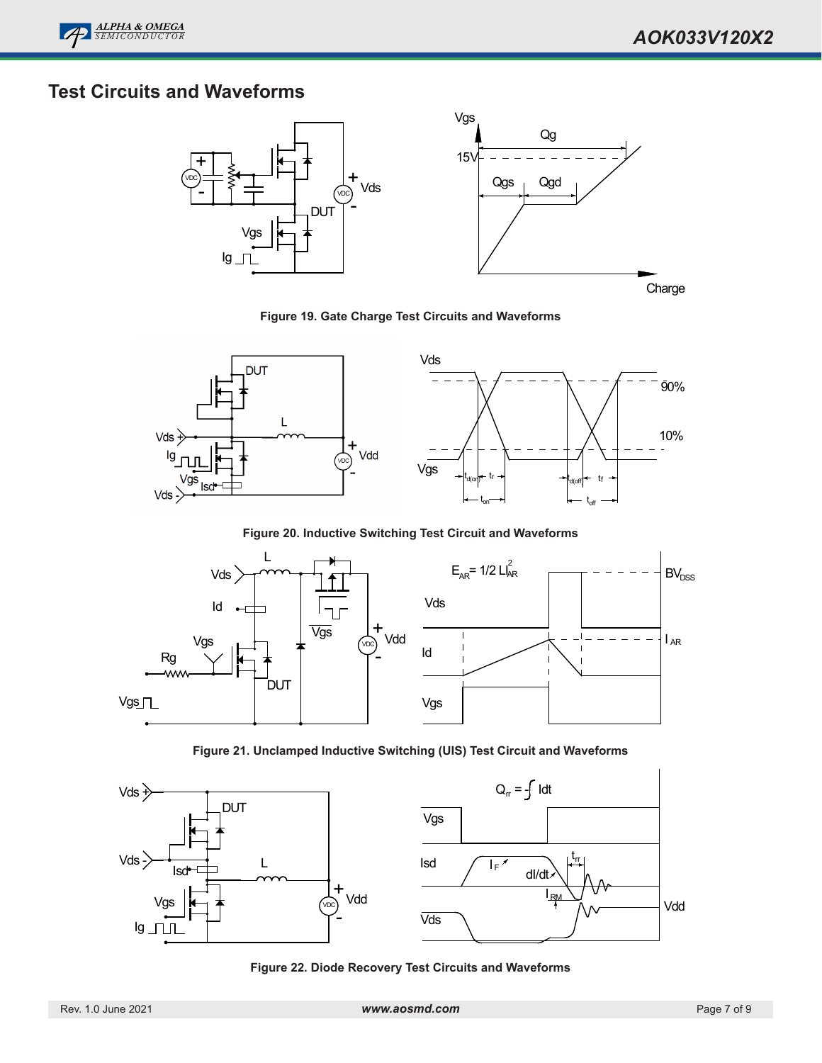## Test Circuits and Waveforms

Figure 19. Gate Charge Test Circuits and Waveforms

Figure 20. Inductive Switching Test Circuit and Waveforms

Figure 21. Unclamped Inductive Switching (UIS) Test Circuit and Waveforms

Figure 22. Diode Recovery Test Circuits and Waveforms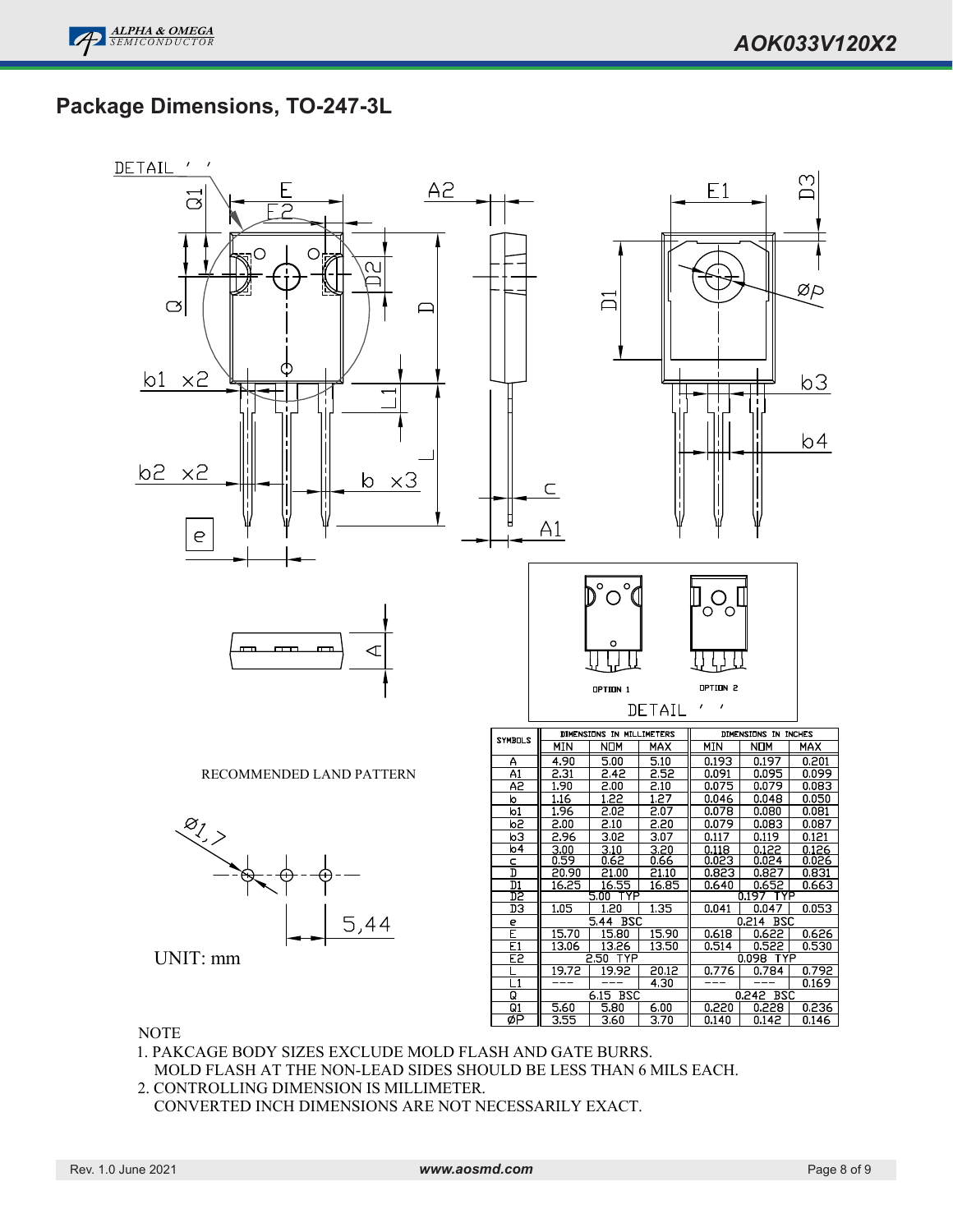## Package Dimensions, TO-247-3L

RECOMMENDED LAND PATTERN

Ø1.7

5,44

UNIT: mm

| SYMBOLS | DIMENSIONS IN MILLIMETERS | | | DIMENSIONS IN INCHES | | |
|---|---|---|---|---|---|---|
| | MIN | NOM | MAX | MIN | NOM | MAX |
| A | 4.90 | 5.00 | 5.10 | 0.193 | 0.197 | 0.201 |
| A1 | 2.31 | 2.42 | 2.52 | 0.091 | 0.095 | 0.099 |
| A2 | 1.90 | 2.00 | 2.10 | 0.075 | 0.079 | 0.083 |
| b | 1.16 | 1.22 | 1.27 | 0.046 | 0.048 | 0.050 |
| b1 | 1.96 | 2.02 | 2.07 | 0.078 | 0.080 | 0.081 |
| b2 | 2.00 | 2.10 | 2.20 | 0.079 | 0.083 | 0.087 |
| b3 | 2.96 | 3.02 | 3.07 | 0.117 | 0.119 | 0.121 |
| b4 | 3.00 | 3.10 | 3.20 | 0.118 | 0.122 | 0.126 |
| c | 0.59 | 0.62 | 0.66 | 0.023 | 0.024 | 0.026 |
| D | 20.90 | 21.00 | 21.10 | 0.823 | 0.827 | 0.831 |
| D1 | 16.25 | 16.55 | 16.85 | 0.640 | 0.652 | 0.663 |
| D2 | 5.00 TYP | | | 0.197 TYP | | |
| D3 | 1.05 | 1.20 | 1.35 | 0.041 | 0.047 | 0.053 |
| e | 5.44 BSC | | | 0.214 BSC | | |
| E | 15.70 | 15.80 | 15.90 | 0.618 | 0.622 | 0.626 |
| E1 | 13.06 | 13.26 | 13.50 | 0.514 | 0.522 | 0.530 |
| E2 | 2.50 TYP | | | 0.098 TYP | | |
| L | 19.72 | 19.92 | 20.12 | 0.776 | 0.784 | 0.792 |
| L1 | --- | --- | 4.30 | --- | --- | 0.169 |
| Q | 6.15 BSC | | | 0.242 BSC | | |
| Q1 | 5.60 | 5.80 | 6.00 | 0.220 | 0.228 | 0.236 |
| ØP | 3.55 | 3.60 | 3.70 | 0.140 | 0.142 | 0.146 |

NOTE

1. PAKCAGE BODY SIZES EXCLUDE MOLD FLASH AND GATE BURRS.
   MOLD FLASH AT THE NON-LEAD SIDES SHOULD BE LESS THAN 6 MILS EACH.
2. CONTROLLING DIMENSION IS MILLIMETER.
   CONVERTED INCH DIMENSIONS ARE NOT NECESSARILY EXACT.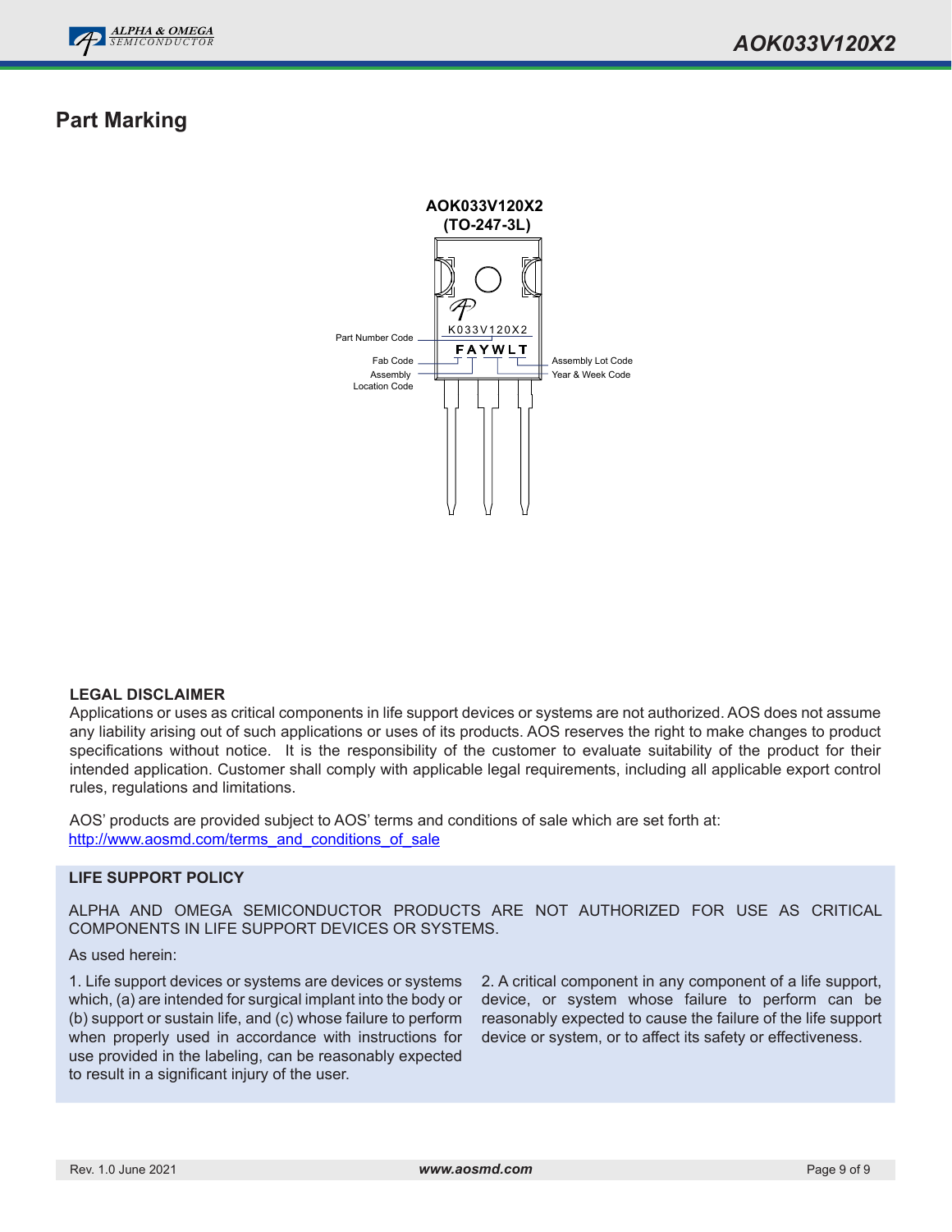## Part Marking

AOK033V120X2
(TO-247-3L)

K033V120X2
FAYWLT

Part Number Code
Fab Code
Assembly Location Code
Assembly Lot Code
Year & Week Code

**LEGAL DISCLAIMER**

Applications or uses as critical components in life support devices or systems are not authorized. AOS does not assume any liability arising out of such applications or uses of its products. AOS reserves the right to make changes to product specifications without notice. It is the responsibility of the customer to evaluate suitability of the product for their intended application. Customer shall comply with applicable legal requirements, including all applicable export control rules, regulations and limitations.

AOS' products are provided subject to AOS' terms and conditions of sale which are set forth at:
http://www.aosmd.com/terms_and_conditions_of_sale

**LIFE SUPPORT POLICY**

ALPHA AND OMEGA SEMICONDUCTOR PRODUCTS ARE NOT AUTHORIZED FOR USE AS CRITICAL COMPONENTS IN LIFE SUPPORT DEVICES OR SYSTEMS.

As used herein:

1. Life support devices or systems are devices or systems which, (a) are intended for surgical implant into the body or (b) support or sustain life, and (c) whose failure to perform when properly used in accordance with instructions for use provided in the labeling, can be reasonably expected to result in a significant injury of the user.

2. A critical component in any component of a life support, device, or system whose failure to perform can be reasonably expected to cause the failure of the life support device or system, or to affect its safety or effectiveness.